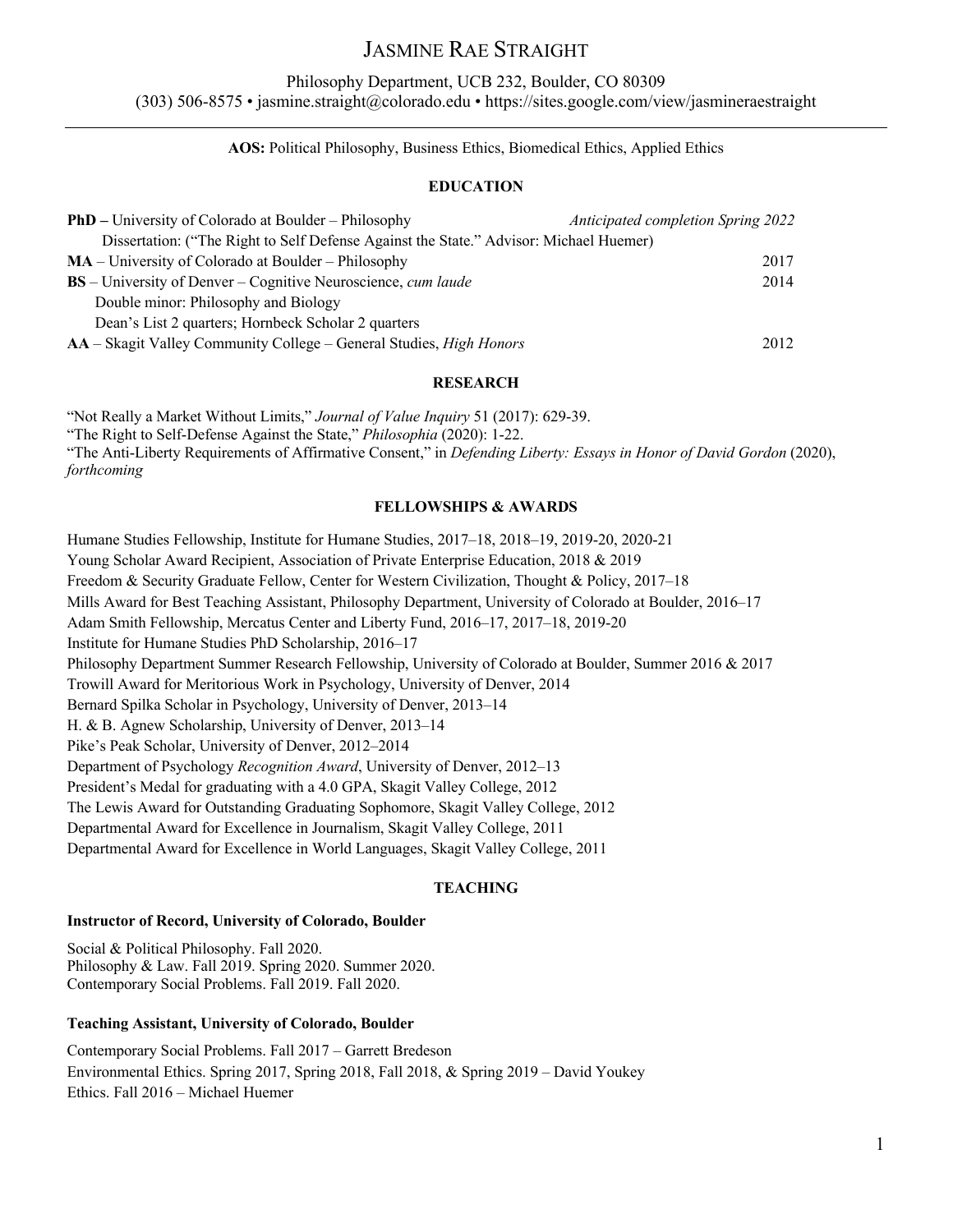# JASMINE RAE STRAIGHT

Philosophy Department, UCB 232, Boulder, CO 80309
(303) 506-8575 • jasmine.straight@colorado.edu • https://sites.google.com/view/jasmineraestraight

---

**AOS:** Political Philosophy, Business Ethics, Biomedical Ethics, Applied Ethics

## EDUCATION

**PhD –** University of Colorado at Boulder – Philosophy — *Anticipated completion Spring 2022*
Dissertation: ("The Right to Self Defense Against the State." Advisor: Michael Huemer)

**MA** – University of Colorado at Boulder – Philosophy — 2017

**BS** – University of Denver – Cognitive Neuroscience, *cum laude* — 2014
Double minor: Philosophy and Biology
Dean's List 2 quarters; Hornbeck Scholar 2 quarters

**AA** – Skagit Valley Community College – General Studies, *High Honors* — 2012

## RESEARCH

"Not Really a Market Without Limits," *Journal of Value Inquiry* 51 (2017): 629-39.
"The Right to Self-Defense Against the State," *Philosophia* (2020): 1-22.
"The Anti-Liberty Requirements of Affirmative Consent," in *Defending Liberty: Essays in Honor of David Gordon* (2020), *forthcoming*

## FELLOWSHIPS & AWARDS

Humane Studies Fellowship, Institute for Humane Studies, 2017–18, 2018–19, 2019-20, 2020-21
Young Scholar Award Recipient, Association of Private Enterprise Education, 2018 & 2019
Freedom & Security Graduate Fellow, Center for Western Civilization, Thought & Policy, 2017–18
Mills Award for Best Teaching Assistant, Philosophy Department, University of Colorado at Boulder, 2016–17
Adam Smith Fellowship, Mercatus Center and Liberty Fund, 2016–17, 2017–18, 2019-20
Institute for Humane Studies PhD Scholarship, 2016–17
Philosophy Department Summer Research Fellowship, University of Colorado at Boulder, Summer 2016 & 2017
Trowill Award for Meritorious Work in Psychology, University of Denver, 2014
Bernard Spilka Scholar in Psychology, University of Denver, 2013–14
H. & B. Agnew Scholarship, University of Denver, 2013–14
Pike's Peak Scholar, University of Denver, 2012–2014
Department of Psychology *Recognition Award*, University of Denver, 2012–13
President's Medal for graduating with a 4.0 GPA, Skagit Valley College, 2012
The Lewis Award for Outstanding Graduating Sophomore, Skagit Valley College, 2012
Departmental Award for Excellence in Journalism, Skagit Valley College, 2011
Departmental Award for Excellence in World Languages, Skagit Valley College, 2011

## TEACHING

### Instructor of Record, University of Colorado, Boulder

Social & Political Philosophy. Fall 2020.
Philosophy & Law. Fall 2019. Spring 2020. Summer 2020.
Contemporary Social Problems. Fall 2019. Fall 2020.

### Teaching Assistant, University of Colorado, Boulder

Contemporary Social Problems. Fall 2017 – Garrett Bredeson
Environmental Ethics. Spring 2017, Spring 2018, Fall 2018, & Spring 2019 – David Youkey
Ethics. Fall 2016 – Michael Huemer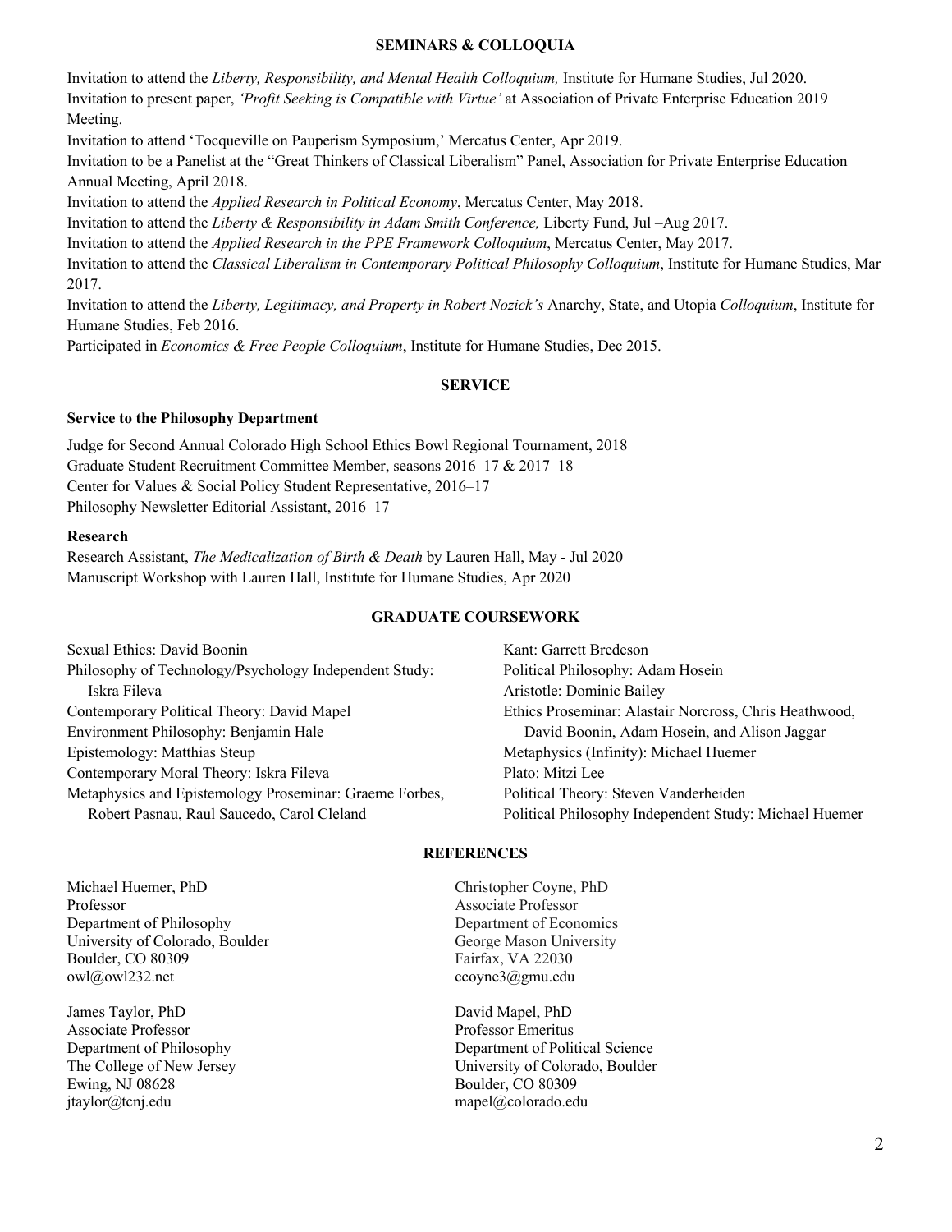## SEMINARS & COLLOQUIA

Invitation to attend the *Liberty, Responsibility, and Mental Health Colloquium,* Institute for Humane Studies, Jul 2020.
Invitation to present paper, *'Profit Seeking is Compatible with Virtue'* at Association of Private Enterprise Education 2019 Meeting.
Invitation to attend 'Tocqueville on Pauperism Symposium,' Mercatus Center, Apr 2019.
Invitation to be a Panelist at the "Great Thinkers of Classical Liberalism" Panel, Association for Private Enterprise Education Annual Meeting, April 2018.
Invitation to attend the *Applied Research in Political Economy*, Mercatus Center, May 2018.
Invitation to attend the *Liberty & Responsibility in Adam Smith Conference,* Liberty Fund, Jul –Aug 2017.
Invitation to attend the *Applied Research in the PPE Framework Colloquium*, Mercatus Center, May 2017.
Invitation to attend the *Classical Liberalism in Contemporary Political Philosophy Colloquium*, Institute for Humane Studies, Mar 2017.
Invitation to attend the *Liberty, Legitimacy, and Property in Robert Nozick's* Anarchy, State, and Utopia *Colloquium*, Institute for Humane Studies, Feb 2016.
Participated in *Economics & Free People Colloquium*, Institute for Humane Studies, Dec 2015.

## SERVICE

### Service to the Philosophy Department

Judge for Second Annual Colorado High School Ethics Bowl Regional Tournament, 2018
Graduate Student Recruitment Committee Member, seasons 2016–17 & 2017–18
Center for Values & Social Policy Student Representative, 2016–17
Philosophy Newsletter Editorial Assistant, 2016–17

### Research

Research Assistant, *The Medicalization of Birth & Death* by Lauren Hall, May - Jul 2020
Manuscript Workshop with Lauren Hall, Institute for Humane Studies, Apr 2020

## GRADUATE COURSEWORK

Sexual Ethics: David Boonin
Philosophy of Technology/Psychology Independent Study: Iskra Fileva
Contemporary Political Theory: David Mapel
Environment Philosophy: Benjamin Hale
Epistemology: Matthias Steup
Contemporary Moral Theory: Iskra Fileva
Metaphysics and Epistemology Proseminar: Graeme Forbes, Robert Pasnau, Raul Saucedo, Carol Cleland
Kant: Garrett Bredeson
Political Philosophy: Adam Hosein
Aristotle: Dominic Bailey
Ethics Proseminar: Alastair Norcross, Chris Heathwood, David Boonin, Adam Hosein, and Alison Jaggar
Metaphysics (Infinity): Michael Huemer
Plato: Mitzi Lee
Political Theory: Steven Vanderheiden
Political Philosophy Independent Study: Michael Huemer

## REFERENCES

Michael Huemer, PhD
Professor
Department of Philosophy
University of Colorado, Boulder
Boulder, CO 80309
owl@owl232.net

James Taylor, PhD
Associate Professor
Department of Philosophy
The College of New Jersey
Ewing, NJ 08628
jtaylor@tcnj.edu

Christopher Coyne, PhD
Associate Professor
Department of Economics
George Mason University
Fairfax, VA 22030
ccoyne3@gmu.edu

David Mapel, PhD
Professor Emeritus
Department of Political Science
University of Colorado, Boulder
Boulder, CO 80309
mapel@colorado.edu